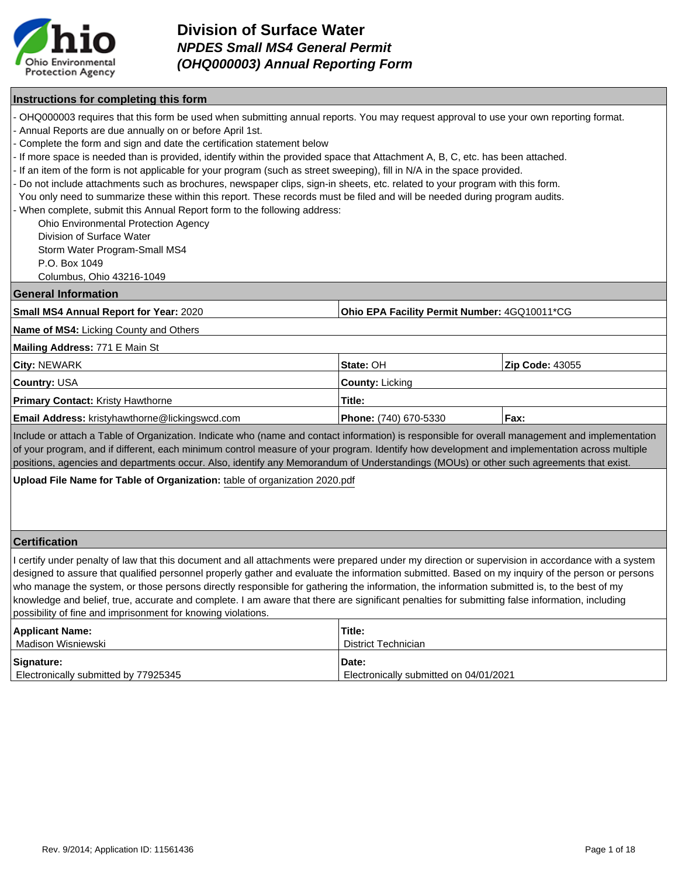# Division of Surface Water

## *NPDES Small MS4 General Permit (OHQ000003) Annual Reporting Form*

### Instructions for completing this form

- OHQ000003 requires that this form be used when submitting annual reports. You may request approval to use your own reporting format.
- Annual Reports are due annually on or before April 1st.
- Complete the form and sign and date the certification statement below
- If more space is needed than is provided, identify within the provided space that Attachment A, B, C, etc. has been attached.
- If an item of the form is not applicable for your program (such as street sweeping), fill in N/A in the space provided.
- Do not include attachments such as brochures, newspaper clips, sign-in sheets, etc. related to your program with this form. You only need to summarize these within this report. These records must be filed and will be needed during program audits.
- When complete, submit this Annual Report form to the following address:

  Ohio Environmental Protection Agency
  Division of Surface Water
  Storm Water Program-Small MS4
  P.O. Box 1049
  Columbus, Ohio 43216-1049

### General Information

| | | |
|---|---|---|
| **Small MS4 Annual Report for Year:** 2020 | **Ohio EPA Facility Permit Number:** 4GQ10011*CG | |
| **Name of MS4:** Licking County and Others | | |
| **Mailing Address:** 771 E Main St | | |
| **City:** NEWARK | **State:** OH | **Zip Code:** 43055 |
| **Country:** USA | **County:** Licking | |
| **Primary Contact:** Kristy Hawthorne | **Title:** | |
| **Email Address:** kristyhawthorne@lickingswcd.com | **Phone:** (740) 670-5330 | **Fax:** |

Include or attach a Table of Organization. Indicate who (name and contact information) is responsible for overall management and implementation of your program, and if different, each minimum control measure of your program. Identify how development and implementation across multiple positions, agencies and departments occur. Also, identify any Memorandum of Understandings (MOUs) or other such agreements that exist.

**Upload File Name for Table of Organization:** table of organization 2020.pdf

### Certification

I certify under penalty of law that this document and all attachments were prepared under my direction or supervision in accordance with a system designed to assure that qualified personnel properly gather and evaluate the information submitted. Based on my inquiry of the person or persons who manage the system, or those persons directly responsible for gathering the information, the information submitted is, to the best of my knowledge and belief, true, accurate and complete. I am aware that there are significant penalties for submitting false information, including possibility of fine and imprisonment for knowing violations.

| | |
|---|---|
| **Applicant Name:** Madison Wisniewski | **Title:** District Technician |
| **Signature:** Electronically submitted by 77925345 | **Date:** Electronically submitted on 04/01/2021 |

Rev. 9/2014; Application ID: 11561436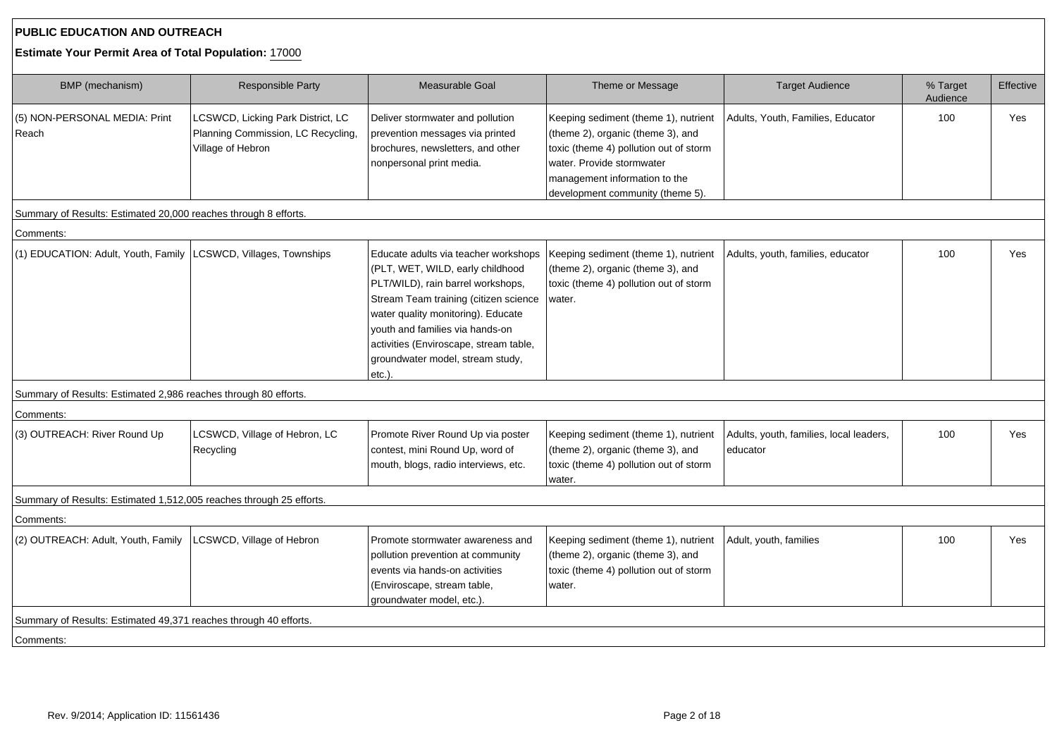## PUBLIC EDUCATION AND OUTREACH

**Estimate Your Permit Area of Total Population:** 17000

| BMP (mechanism) | Responsible Party | Measurable Goal | Theme or Message | Target Audience | % Target Audience | Effective |
|---|---|---|---|---|---|---|
| (5) NON-PERSONAL MEDIA: Print Reach | LCSWCD, Licking Park District, LC Planning Commission, LC Recycling, Village of Hebron | Deliver stormwater and pollution prevention messages via printed brochures, newsletters, and other nonpersonal print media. | Keeping sediment (theme 1), nutrient (theme 2), organic (theme 3), and toxic (theme 4) pollution out of storm water. Provide stormwater management information to the development community (theme 5). | Adults, Youth, Families, Educator | 100 | Yes |
| Summary of Results: Estimated 20,000 reaches through 8 efforts. | | | | | | |
| Comments: | | | | | | |
| (1) EDUCATION: Adult, Youth, Family | LCSWCD, Villages, Townships | Educate adults via teacher workshops (PLT, WET, WILD, early childhood PLT/WILD), rain barrel workshops, Stream Team training (citizen science water quality monitoring). Educate youth and families via hands-on activities (Enviroscape, stream table, groundwater model, stream study, etc.). | Keeping sediment (theme 1), nutrient (theme 2), organic (theme 3), and toxic (theme 4) pollution out of storm water. | Adults, youth, families, educator | 100 | Yes |
| Summary of Results: Estimated 2,986 reaches through 80 efforts. | | | | | | |
| Comments: | | | | | | |
| (3) OUTREACH: River Round Up | LCSWCD, Village of Hebron, LC Recycling | Promote River Round Up via poster contest, mini Round Up, word of mouth, blogs, radio interviews, etc. | Keeping sediment (theme 1), nutrient (theme 2), organic (theme 3), and toxic (theme 4) pollution out of storm water. | Adults, youth, families, local leaders, educator | 100 | Yes |
| Summary of Results: Estimated 1,512,005 reaches through 25 efforts. | | | | | | |
| Comments: | | | | | | |
| (2) OUTREACH: Adult, Youth, Family | LCSWCD, Village of Hebron | Promote stormwater awareness and pollution prevention at community events via hands-on activities (Enviroscape, stream table, groundwater model, etc.). | Keeping sediment (theme 1), nutrient (theme 2), organic (theme 3), and toxic (theme 4) pollution out of storm water. | Adult, youth, families | 100 | Yes |
| Summary of Results: Estimated 49,371 reaches through 40 efforts. | | | | | | |
| Comments: | | | | | | |

Rev. 9/2014; Application ID: 11561436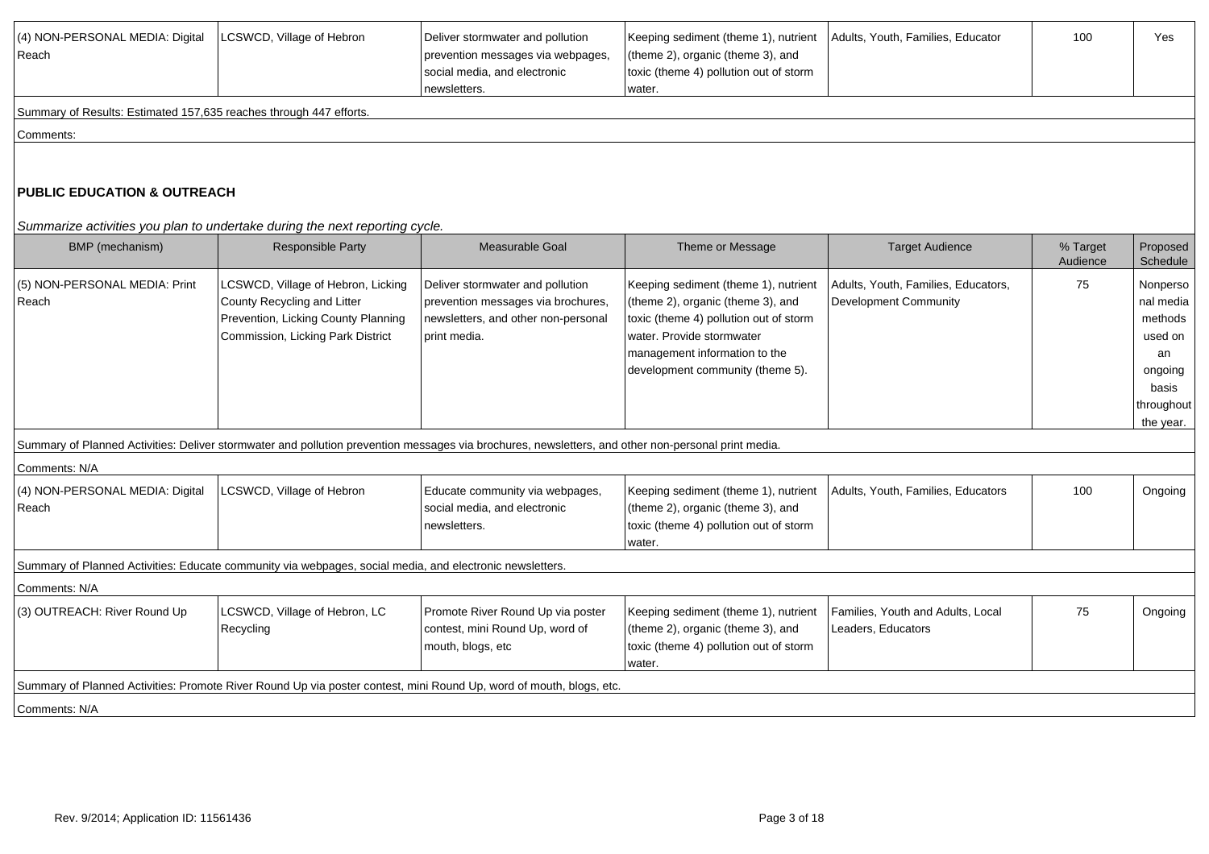| (4) NON-PERSONAL MEDIA: Digital Reach | LCSWCD, Village of Hebron | Deliver stormwater and pollution prevention messages via webpages, social media, and electronic newsletters. | Keeping sediment (theme 1), nutrient (theme 2), organic (theme 3), and toxic (theme 4) pollution out of storm water. | Adults, Youth, Families, Educator | 100 | Yes |
|---|---|---|---|---|---|---|

Summary of Results: Estimated 157,635 reaches through 447 efforts.

Comments:

## PUBLIC EDUCATION & OUTREACH

*Summarize activities you plan to undertake during the next reporting cycle.*

| BMP (mechanism) | Responsible Party | Measurable Goal | Theme or Message | Target Audience | % Target Audience | Proposed Schedule |
|---|---|---|---|---|---|---|
| (5) NON-PERSONAL MEDIA: Print Reach | LCSWCD, Village of Hebron, Licking County Recycling and Litter Prevention, Licking County Planning Commission, Licking Park District | Deliver stormwater and pollution prevention messages via brochures, newsletters, and other non-personal print media. | Keeping sediment (theme 1), nutrient (theme 2), organic (theme 3), and toxic (theme 4) pollution out of storm water. Provide stormwater management information to the development community (theme 5). | Adults, Youth, Families, Educators, Development Community | 75 | Nonpersonal media methods used on an ongoing basis throughout the year. |

Summary of Planned Activities: Deliver stormwater and pollution prevention messages via brochures, newsletters, and other non-personal print media.

Comments: N/A

| BMP (mechanism) | Responsible Party | Measurable Goal | Theme or Message | Target Audience | % Target Audience | Proposed Schedule |
|---|---|---|---|---|---|---|
| (4) NON-PERSONAL MEDIA: Digital Reach | LCSWCD, Village of Hebron | Educate community via webpages, social media, and electronic newsletters. | Keeping sediment (theme 1), nutrient (theme 2), organic (theme 3), and toxic (theme 4) pollution out of storm water. | Adults, Youth, Families, Educators | 100 | Ongoing |

Summary of Planned Activities: Educate community via webpages, social media, and electronic newsletters.

Comments: N/A

| BMP (mechanism) | Responsible Party | Measurable Goal | Theme or Message | Target Audience | % Target Audience | Proposed Schedule |
|---|---|---|---|---|---|---|
| (3) OUTREACH: River Round Up | LCSWCD, Village of Hebron, LC Recycling | Promote River Round Up via poster contest, mini Round Up, word of mouth, blogs, etc | Keeping sediment (theme 1), nutrient (theme 2), organic (theme 3), and toxic (theme 4) pollution out of storm water. | Families, Youth and Adults, Local Leaders, Educators | 75 | Ongoing |

Summary of Planned Activities: Promote River Round Up via poster contest, mini Round Up, word of mouth, blogs, etc.

Comments: N/A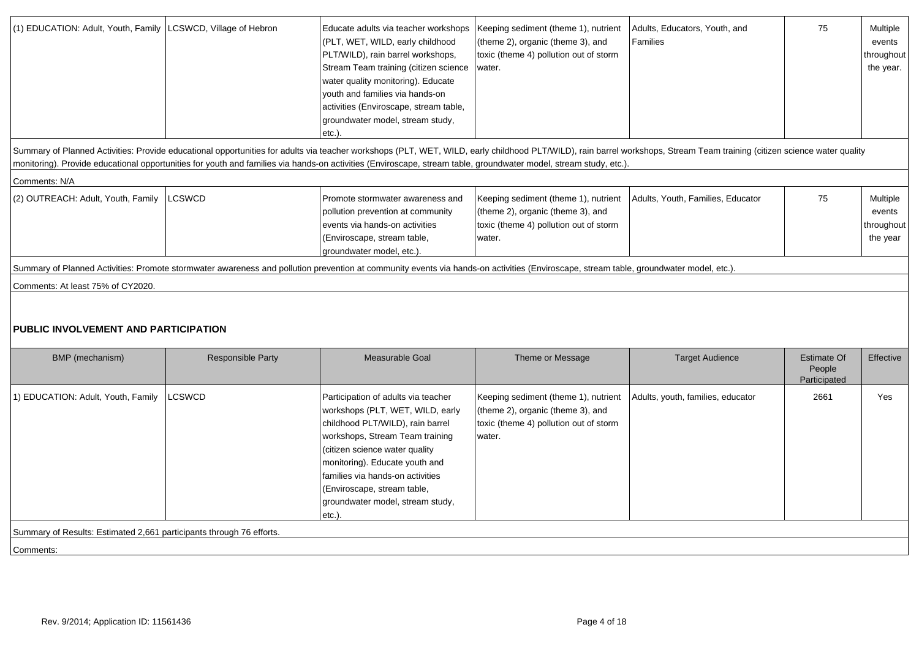| (1) EDUCATION: Adult, Youth, Family | LCSWCD, Village of Hebron | Educate adults via teacher workshops (PLT, WET, WILD, early childhood PLT/WILD), rain barrel workshops, Stream Team training (citizen science water quality monitoring). Educate youth and families via hands-on activities (Enviroscape, stream table, groundwater model, stream study, etc.). | Keeping sediment (theme 1), nutrient (theme 2), organic (theme 3), and toxic (theme 4) pollution out of storm water. | Adults, Educators, Youth, and Families | 75 | Multiple events throughout the year. |
|---|---|---|---|---|---|---|

Summary of Planned Activities: Provide educational opportunities for adults via teacher workshops (PLT, WET, WILD, early childhood PLT/WILD), rain barrel workshops, Stream Team training (citizen science water quality monitoring). Provide educational opportunities for youth and families via hands-on activities (Enviroscape, stream table, groundwater model, stream study, etc.).

Comments: N/A

| (2) OUTREACH: Adult, Youth, Family | LCSWCD | Promote stormwater awareness and pollution prevention at community events via hands-on activities (Enviroscape, stream table, groundwater model, etc.). | Keeping sediment (theme 1), nutrient (theme 2), organic (theme 3), and toxic (theme 4) pollution out of storm water. | Adults, Youth, Families, Educator | 75 | Multiple events throughout the year |
|---|---|---|---|---|---|---|

Summary of Planned Activities: Promote stormwater awareness and pollution prevention at community events via hands-on activities (Enviroscape, stream table, groundwater model, etc.).

Comments: At least 75% of CY2020.

## PUBLIC INVOLVEMENT AND PARTICIPATION

| BMP (mechanism) | Responsible Party | Measurable Goal | Theme or Message | Target Audience | Estimate Of People Participated | Effective |
|---|---|---|---|---|---|---|
| 1) EDUCATION: Adult, Youth, Family | LCSWCD | Participation of adults via teacher workshops (PLT, WET, WILD, early childhood PLT/WILD), rain barrel workshops, Stream Team training (citizen science water quality monitoring). Educate youth and families via hands-on activities (Enviroscape, stream table, groundwater model, stream study, etc.). | Keeping sediment (theme 1), nutrient (theme 2), organic (theme 3), and toxic (theme 4) pollution out of storm water. | Adults, youth, families, educator | 2661 | Yes |

Summary of Results: Estimated 2,661 participants through 76 efforts.

Comments: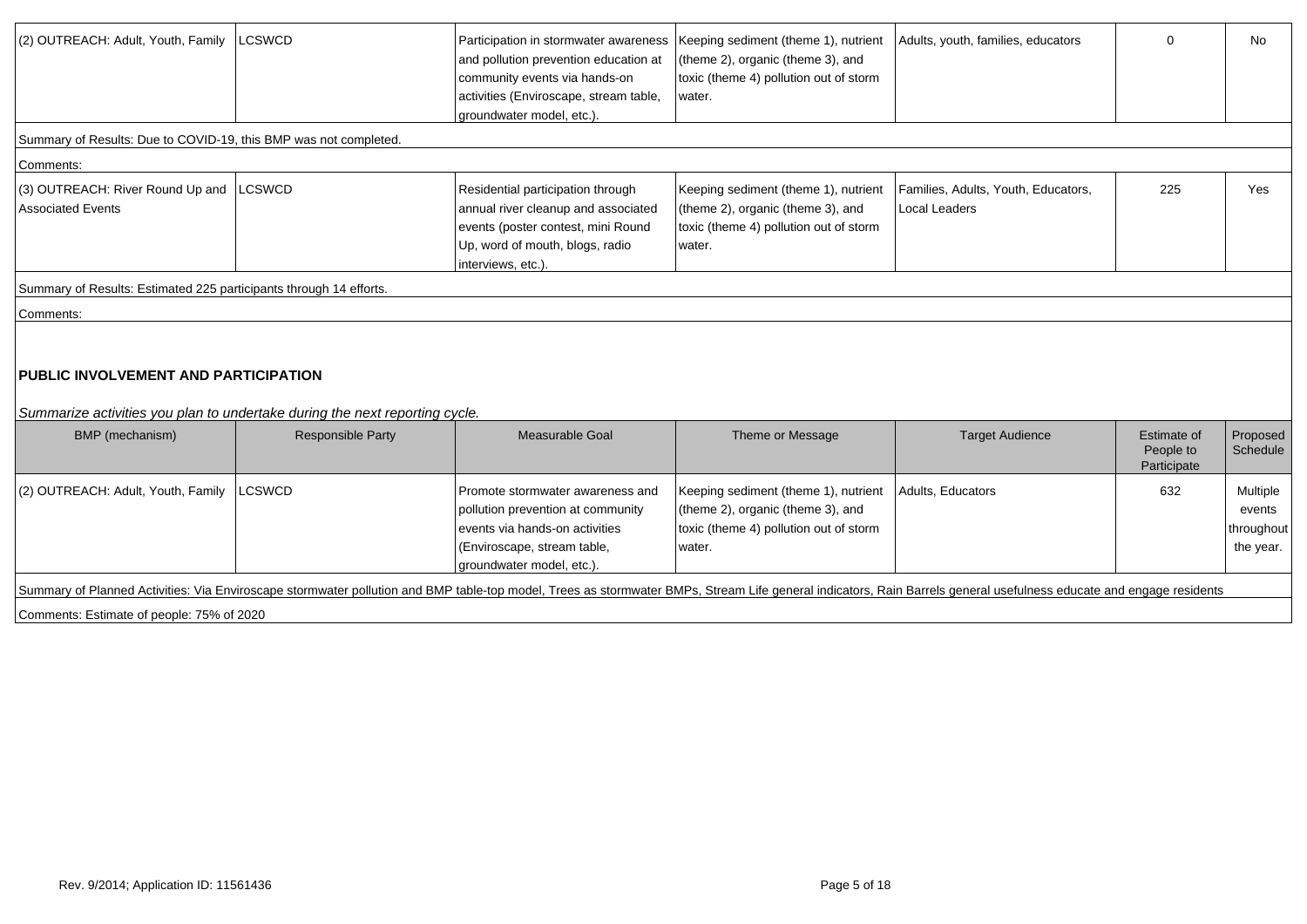| | | | | | | |
|---|---|---|---|---|---|---|
| (2) OUTREACH: Adult, Youth, Family | LCSWCD | Participation in stormwater awareness and pollution prevention education at community events via hands-on activities (Enviroscape, stream table, groundwater model, etc.). | Keeping sediment (theme 1), nutrient (theme 2), organic (theme 3), and toxic (theme 4) pollution out of storm water. | Adults, youth, families, educators | 0 | No |
| Summary of Results: Due to COVID-19, this BMP was not completed. | | | | | | |
| Comments: | | | | | | |
| (3) OUTREACH: River Round Up and Associated Events | LCSWCD | Residential participation through annual river cleanup and associated events (poster contest, mini Round Up, word of mouth, blogs, radio interviews, etc.). | Keeping sediment (theme 1), nutrient (theme 2), organic (theme 3), and toxic (theme 4) pollution out of storm water. | Families, Adults, Youth, Educators, Local Leaders | 225 | Yes |
| Summary of Results: Estimated 225 participants through 14 efforts. | | | | | | |
| Comments: | | | | | | |

## PUBLIC INVOLVEMENT AND PARTICIPATION

*Summarize activities you plan to undertake during the next reporting cycle.*

| BMP (mechanism) | Responsible Party | Measurable Goal | Theme or Message | Target Audience | Estimate of People to Participate | Proposed Schedule |
|---|---|---|---|---|---|---|
| (2) OUTREACH: Adult, Youth, Family | LCSWCD | Promote stormwater awareness and pollution prevention at community events via hands-on activities (Enviroscape, stream table, groundwater model, etc.). | Keeping sediment (theme 1), nutrient (theme 2), organic (theme 3), and toxic (theme 4) pollution out of storm water. | Adults, Educators | 632 | Multiple events throughout the year. |
| Summary of Planned Activities: Via Enviroscape stormwater pollution and BMP table-top model, Trees as stormwater BMPs, Stream Life general indicators, Rain Barrels general usefulness educate and engage residents | | | | | | |
| Comments: Estimate of people: 75% of 2020 | | | | | | |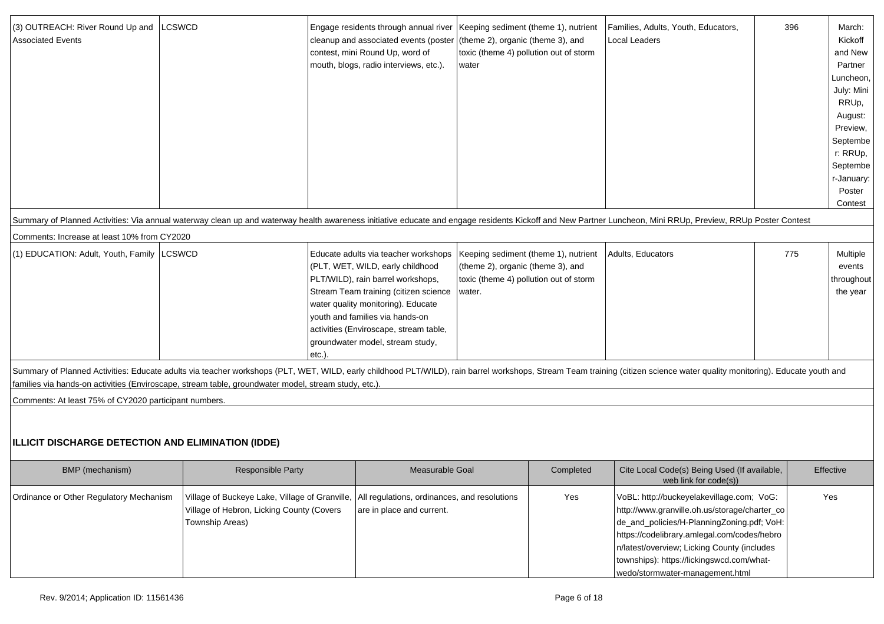| (3) OUTREACH: River Round Up and Associated Events | LCSWCD | Engage residents through annual river cleanup and associated events (poster contest, mini Round Up, word of mouth, blogs, radio interviews, etc.). | Keeping sediment (theme 1), nutrient (theme 2), organic (theme 3), and toxic (theme 4) pollution out of storm water | Families, Adults, Youth, Educators, Local Leaders | 396 | March: Kickoff and New Partner Luncheon, July: Mini RRUp, August: Preview, September: RRUp, September-January: Poster Contest |
|---|---|---|---|---|---|---|

Summary of Planned Activities: Via annual waterway clean up and waterway health awareness initiative educate and engage residents Kickoff and New Partner Luncheon, Mini RRUp, Preview, RRUp Poster Contest

Comments: Increase at least 10% from CY2020

| (1) EDUCATION: Adult, Youth, Family | LCSWCD | Educate adults via teacher workshops (PLT, WET, WILD, early childhood PLT/WILD), rain barrel workshops, Stream Team training (citizen science water quality monitoring). Educate youth and families via hands-on activities (Enviroscape, stream table, groundwater model, stream study, etc.). | Keeping sediment (theme 1), nutrient (theme 2), organic (theme 3), and toxic (theme 4) pollution out of storm water. | Adults, Educators | 775 | Multiple events throughout the year |
|---|---|---|---|---|---|---|

Summary of Planned Activities: Educate adults via teacher workshops (PLT, WET, WILD, early childhood PLT/WILD), rain barrel workshops, Stream Team training (citizen science water quality monitoring). Educate youth and families via hands-on activities (Enviroscape, stream table, groundwater model, stream study, etc.).

Comments: At least 75% of CY2020 participant numbers.

## ILLICIT DISCHARGE DETECTION AND ELIMINATION (IDDE)

| BMP (mechanism) | Responsible Party | Measurable Goal | Completed | Cite Local Code(s) Being Used (If available, web link for code(s)) | Effective |
|---|---|---|---|---|---|
| Ordinance or Other Regulatory Mechanism | Village of Buckeye Lake, Village of Granville, Village of Hebron, Licking County (Covers Township Areas) | All regulations, ordinances, and resolutions are in place and current. | Yes | VoBL: http://buckeyelakevillage.com; VoG: http://www.granville.oh.us/storage/charter_code_and_policies/H-PlanningZoning.pdf; VoH: https://codelibrary.amlegal.com/codes/hebron/latest/overview; Licking County (includes townships): https://lickingswcd.com/what-wedo/stormwater-management.html | Yes |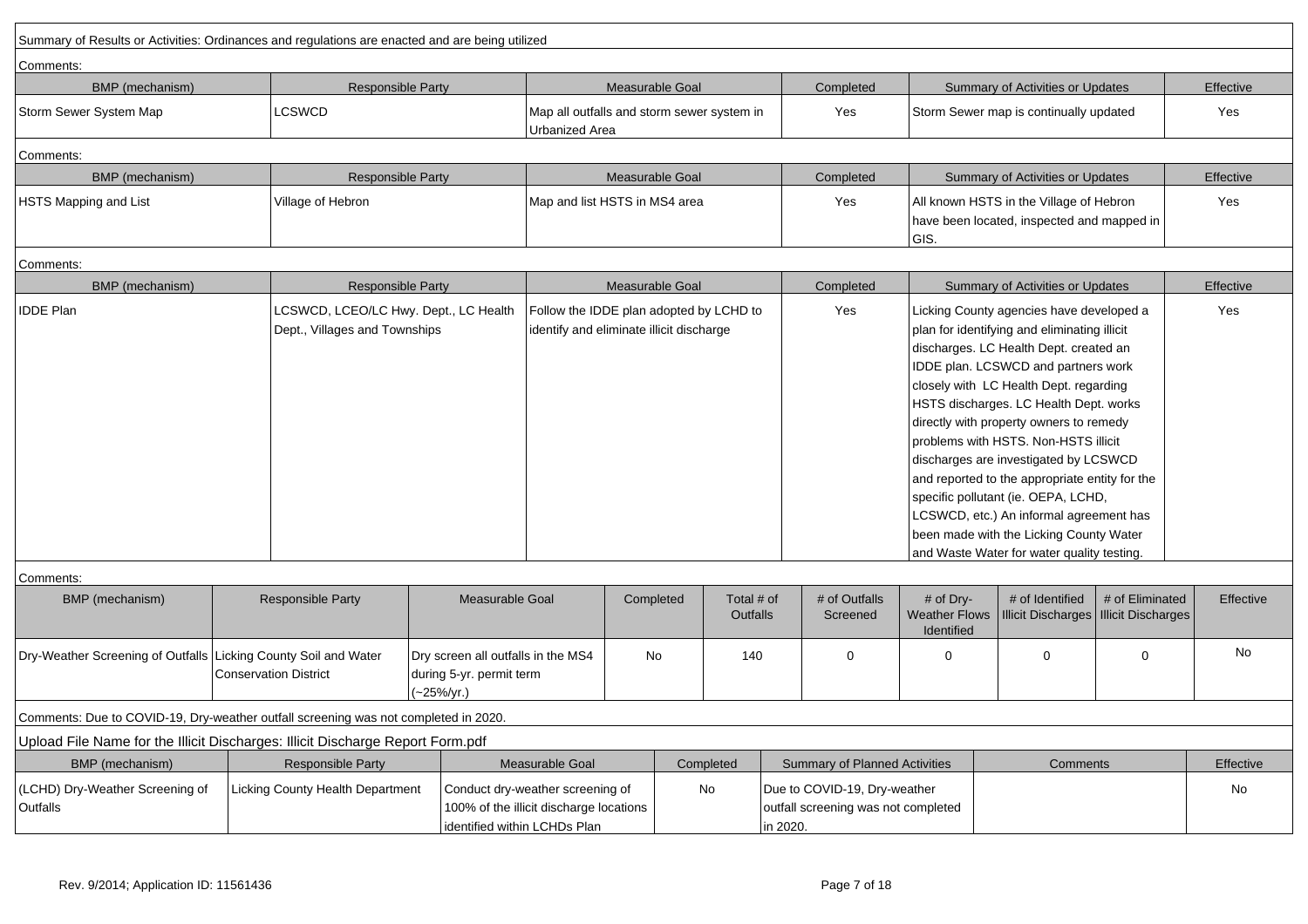Summary of Results or Activities: Ordinances and regulations are enacted and are being utilized

Comments:

| BMP (mechanism) | Responsible Party | Measurable Goal | Completed | Summary of Activities or Updates | Effective |
|---|---|---|---|---|---|
| Storm Sewer System Map | LCSWCD | Map all outfalls and storm sewer system in Urbanized Area | Yes | Storm Sewer map is continually updated | Yes |

Comments:

| BMP (mechanism) | Responsible Party | Measurable Goal | Completed | Summary of Activities or Updates | Effective |
|---|---|---|---|---|---|
| HSTS Mapping and List | Village of Hebron | Map and list HSTS in MS4 area | Yes | All known HSTS in the Village of Hebron have been located, inspected and mapped in GIS. | Yes |

Comments:

| BMP (mechanism) | Responsible Party | Measurable Goal | Completed | Summary of Activities or Updates | Effective |
|---|---|---|---|---|---|
| IDDE Plan | LCSWCD, LCEO/LC Hwy. Dept., LC Health Dept., Villages and Townships | Follow the IDDE plan adopted by LCHD to identify and eliminate illicit discharge | Yes | Licking County agencies have developed a plan for identifying and eliminating illicit discharges. LC Health Dept. created an IDDE plan. LCSWCD and partners work closely with LC Health Dept. regarding HSTS discharges. LC Health Dept. works directly with property owners to remedy problems with HSTS. Non-HSTS illicit discharges are investigated by LCSWCD and reported to the appropriate entity for the specific pollutant (ie. OEPA, LCHD, LCSWCD, etc.) An informal agreement has been made with the Licking County Water and Waste Water for water quality testing. | Yes |

Comments:

| BMP (mechanism) | Responsible Party | Measurable Goal | Completed | Total # of Outfalls | # of Outfalls Screened | # of Dry-Weather Flows Identified | # of Identified Illicit Discharges | # of Eliminated Illicit Discharges | Effective |
|---|---|---|---|---|---|---|---|---|---|
| Dry-Weather Screening of Outfalls | Licking County Soil and Water Conservation District | Dry screen all outfalls in the MS4 during 5-yr. permit term (~25%/yr.) | No | 140 | 0 | 0 | 0 | 0 | No |

Comments: Due to COVID-19, Dry-weather outfall screening was not completed in 2020.

Upload File Name for the Illicit Discharges: Illicit Discharge Report Form.pdf

| BMP (mechanism) | Responsible Party | Measurable Goal | Completed | Summary of Planned Activities | Comments | Effective |
|---|---|---|---|---|---|---|
| (LCHD) Dry-Weather Screening of Outfalls | Licking County Health Department | Conduct dry-weather screening of 100% of the illicit discharge locations identified within LCHDs Plan | No | Due to COVID-19, Dry-weather outfall screening was not completed in 2020. | | No |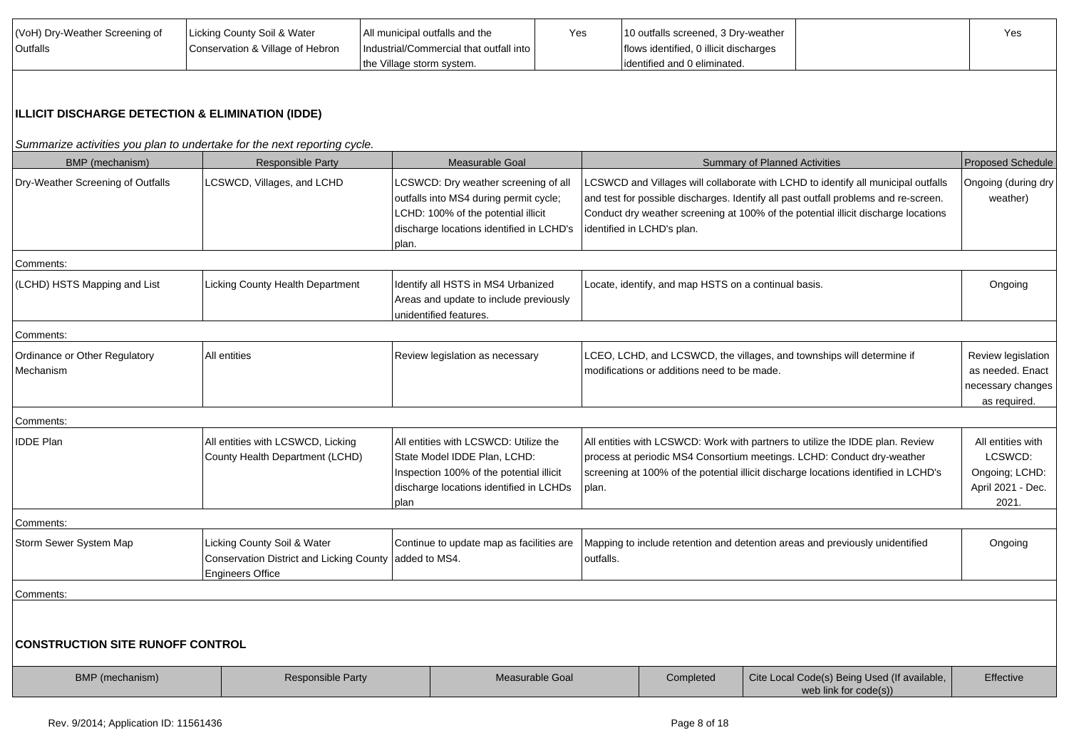| (VoH) Dry-Weather Screening of Outfalls | Licking County Soil & Water Conservation & Village of Hebron | All municipal outfalls and the Industrial/Commercial that outfall into the Village storm system. | Yes | 10 outfalls screened, 3 Dry-weather flows identified, 0 illicit discharges identified and 0 eliminated. | | Yes |
|---|---|---|---|---|---|---|

## ILLICIT DISCHARGE DETECTION & ELIMINATION (IDDE)

*Summarize activities you plan to undertake for the next reporting cycle.*

| BMP (mechanism) | Responsible Party | Measurable Goal | Summary of Planned Activities | Proposed Schedule |
|---|---|---|---|---|
| Dry-Weather Screening of Outfalls | LCSWCD, Villages, and LCHD | LCSWCD: Dry weather screening of all outfalls into MS4 during permit cycle; LCHD: 100% of the potential illicit discharge locations identified in LCHD's plan. | LCSWCD and Villages will collaborate with LCHD to identify all municipal outfalls and test for possible discharges. Identify all past outfall problems and re-screen. Conduct dry weather screening at 100% of the potential illicit discharge locations identified in LCHD's plan. | Ongoing (during dry weather) |
| Comments: | | | | |
| (LCHD) HSTS Mapping and List | Licking County Health Department | Identify all HSTS in MS4 Urbanized Areas and update to include previously unidentified features. | Locate, identify, and map HSTS on a continual basis. | Ongoing |
| Comments: | | | | |
| Ordinance or Other Regulatory Mechanism | All entities | Review legislation as necessary | LCEO, LCHD, and LCSWCD, the villages, and townships will determine if modifications or additions need to be made. | Review legislation as needed. Enact necessary changes as required. |
| Comments: | | | | |
| IDDE Plan | All entities with LCSWCD, Licking County Health Department (LCHD) | All entities with LCSWCD: Utilize the State Model IDDE Plan, LCHD: Inspection 100% of the potential illicit discharge locations identified in LCHDs plan | All entities with LCSWCD: Work with partners to utilize the IDDE plan. Review process at periodic MS4 Consortium meetings. LCHD: Conduct dry-weather screening at 100% of the potential illicit discharge locations identified in LCHD's plan. | All entities with LCSWCD: Ongoing; LCHD: April 2021 - Dec. 2021. |
| Comments: | | | | |
| Storm Sewer System Map | Licking County Soil & Water Conservation District and Licking County Engineers Office | Continue to update map as facilities are added to MS4. | Mapping to include retention and detention areas and previously unidentified outfalls. | Ongoing |
| Comments: | | | | |

## CONSTRUCTION SITE RUNOFF CONTROL

| BMP (mechanism) | Responsible Party | Measurable Goal | Completed | Cite Local Code(s) Being Used (If available, web link for code(s)) | Effective |
|---|---|---|---|---|---|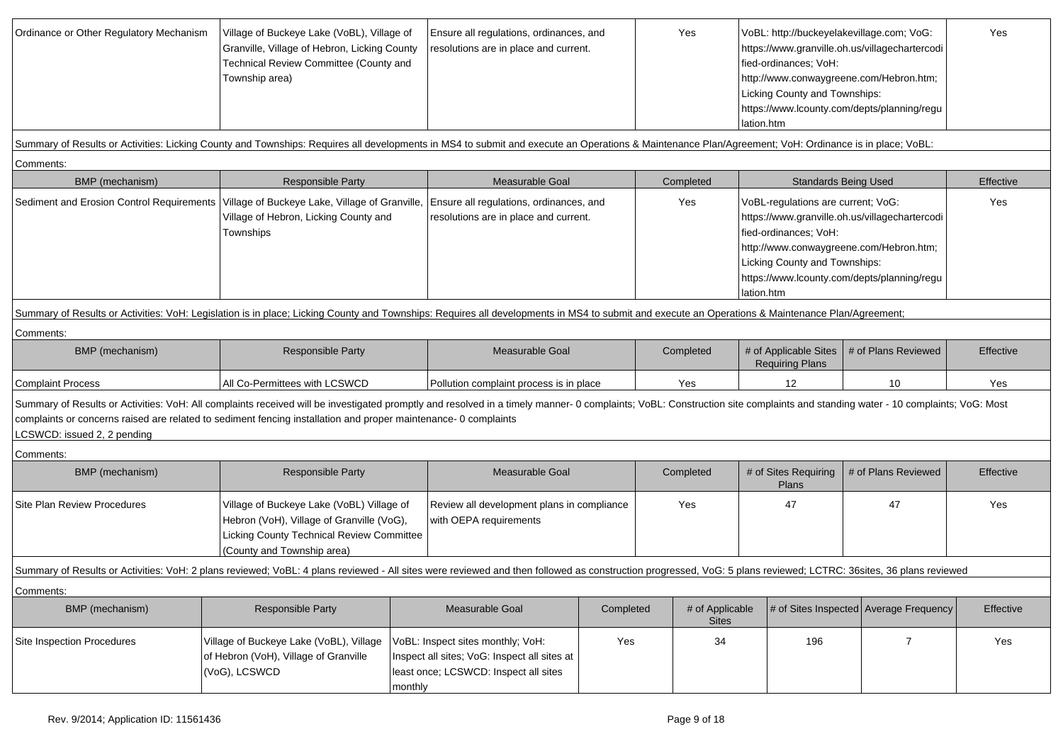| Ordinance or Other Regulatory Mechanism | Village of Buckeye Lake (VoBL), Village of Granville, Village of Hebron, Licking County Technical Review Committee (County and Township area) | Ensure all regulations, ordinances, and resolutions are in place and current. | Yes | VoBL: http://buckeyelakevillage.com; VoG: https://www.granville.oh.us/villagechartercodified-ordinances; VoH: http://www.conwaygreene.com/Hebron.htm; Licking County and Townships: https://www.lcounty.com/depts/planning/regulation.htm | Yes |
|---|---|---|---|---|---|

Summary of Results or Activities: Licking County and Townships: Requires all developments in MS4 to submit and execute an Operations & Maintenance Plan/Agreement; VoH: Ordinance is in place; VoBL:

Comments:

| BMP (mechanism) | Responsible Party | Measurable Goal | Completed | Standards Being Used | Effective |
|---|---|---|---|---|---|
| Sediment and Erosion Control Requirements | Village of Buckeye Lake, Village of Granville, Village of Hebron, Licking County and Townships | Ensure all regulations, ordinances, and resolutions are in place and current. | Yes | VoBL-regulations are current; VoG: https://www.granville.oh.us/villagechartercodified-ordinances; VoH: http://www.conwaygreene.com/Hebron.htm; Licking County and Townships: https://www.lcounty.com/depts/planning/regulation.htm | Yes |

Summary of Results or Activities: VoH: Legislation is in place; Licking County and Townships: Requires all developments in MS4 to submit and execute an Operations & Maintenance Plan/Agreement;

Comments:

| BMP (mechanism) | Responsible Party | Measurable Goal | Completed | # of Applicable Sites Requiring Plans | # of Plans Reviewed | Effective |
|---|---|---|---|---|---|---|
| Complaint Process | All Co-Permittees with LCSWCD | Pollution complaint process is in place | Yes | 12 | 10 | Yes |

Summary of Results or Activities: VoH: All complaints received will be investigated promptly and resolved in a timely manner- 0 complaints; VoBL: Construction site complaints and standing water - 10 complaints; VoG: Most complaints or concerns raised are related to sediment fencing installation and proper maintenance- 0 complaints
LCSWCD: issued 2, 2 pending

Comments:

| BMP (mechanism) | Responsible Party | Measurable Goal | Completed | # of Sites Requiring Plans | # of Plans Reviewed | Effective |
|---|---|---|---|---|---|---|
| Site Plan Review Procedures | Village of Buckeye Lake (VoBL) Village of Hebron (VoH), Village of Granville (VoG), Licking County Technical Review Committee (County and Township area) | Review all development plans in compliance with OEPA requirements | Yes | 47 | 47 | Yes |

Summary of Results or Activities: VoH: 2 plans reviewed; VoBL: 4 plans reviewed - All sites were reviewed and then followed as construction progressed, VoG: 5 plans reviewed; LCTRC: 36sites, 36 plans reviewed

Comments:

| BMP (mechanism) | Responsible Party | Measurable Goal | Completed | # of Applicable Sites | # of Sites Inspected | Average Frequency | Effective |
|---|---|---|---|---|---|---|---|
| Site Inspection Procedures | Village of Buckeye Lake (VoBL), Village of Hebron (VoH), Village of Granville (VoG), LCSWCD | VoBL: Inspect sites monthly; VoH: Inspect all sites; VoG: Inspect all sites at least once; LCSWCD: Inspect all sites monthly | Yes | 34 | 196 | 7 | Yes |

Rev. 9/2014; Application ID: 11561436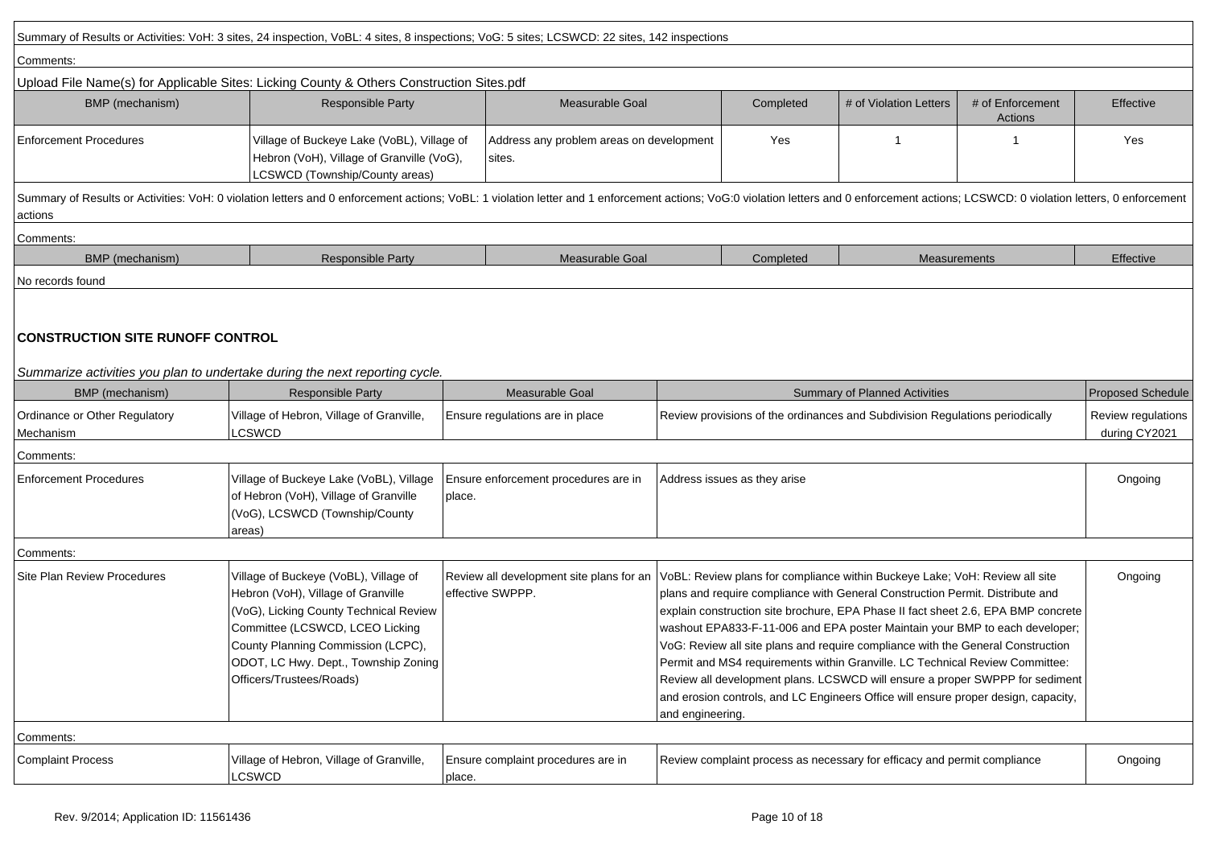Summary of Results or Activities: VoH: 3 sites, 24 inspection, VoBL: 4 sites, 8 inspections; VoG: 5 sites; LCSWCD: 22 sites, 142 inspections

Comments:

Upload File Name(s) for Applicable Sites: Licking County & Others Construction Sites.pdf

| BMP (mechanism) | Responsible Party | Measurable Goal | Completed | # of Violation Letters | # of Enforcement Actions | Effective |
|---|---|---|---|---|---|---|
| Enforcement Procedures | Village of Buckeye Lake (VoBL), Village of Hebron (VoH), Village of Granville (VoG), LCSWCD (Township/County areas) | Address any problem areas on development sites. | Yes | 1 | 1 | Yes |

Summary of Results or Activities: VoH: 0 violation letters and 0 enforcement actions; VoBL: 1 violation letter and 1 enforcement actions; VoG:0 violation letters and 0 enforcement actions; LCSWCD: 0 violation letters, 0 enforcement actions

Comments:

| BMP (mechanism) | Responsible Party | Measurable Goal | Completed | Measurements | Effective |
|---|---|---|---|---|---|
| No records found | | | | | |

## CONSTRUCTION SITE RUNOFF CONTROL

*Summarize activities you plan to undertake during the next reporting cycle.*

| BMP (mechanism) | Responsible Party | Measurable Goal | Summary of Planned Activities | Proposed Schedule |
|---|---|---|---|---|
| Ordinance or Other Regulatory Mechanism | Village of Hebron, Village of Granville, LCSWCD | Ensure regulations are in place | Review provisions of the ordinances and Subdivision Regulations periodically | Review regulations during CY2021 |
| Comments: | | | | |
| Enforcement Procedures | Village of Buckeye Lake (VoBL), Village of Hebron (VoH), Village of Granville (VoG), LCSWCD (Township/County areas) | Ensure enforcement procedures are in place. | Address issues as they arise | Ongoing |
| Comments: | | | | |
| Site Plan Review Procedures | Village of Buckeye (VoBL), Village of Hebron (VoH), Village of Granville (VoG), Licking County Technical Review Committee (LCSWCD, LCEO Licking County Planning Commission (LCPC), ODOT, LC Hwy. Dept., Township Zoning Officers/Trustees/Roads) | Review all development site plans for an effective SWPPP. | VoBL: Review plans for compliance within Buckeye Lake; VoH: Review all site plans and require compliance with General Construction Permit. Distribute and explain construction site brochure, EPA Phase II fact sheet 2.6, EPA BMP concrete washout EPA833-F-11-006 and EPA poster Maintain your BMP to each developer; VoG: Review all site plans and require compliance with the General Construction Permit and MS4 requirements within Granville. LC Technical Review Committee: Review all development plans. LCSWCD will ensure a proper SWPPP for sediment and erosion controls, and LC Engineers Office will ensure proper design, capacity, and engineering. | Ongoing |
| Comments: | | | | |
| Complaint Process | Village of Hebron, Village of Granville, LCSWCD | Ensure complaint procedures are in place. | Review complaint process as necessary for efficacy and permit compliance | Ongoing |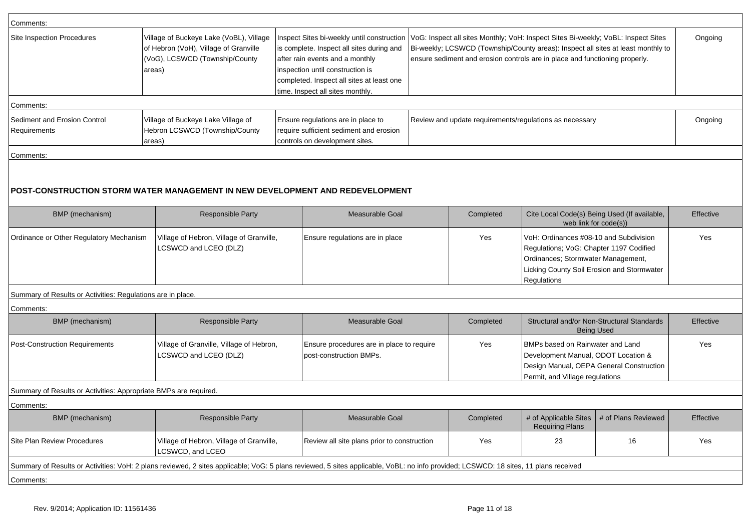Comments:

| Site Inspection Procedures | Village of Buckeye Lake (VoBL), Village of Hebron (VoH), Village of Granville (VoG), LCSWCD (Township/County areas) | Inspect Sites bi-weekly until construction is complete. Inspect all sites during and after rain events and a monthly inspection until construction is completed. Inspect all sites at least one time. Inspect all sites monthly. | VoG: Inspect all sites Monthly; VoH: Inspect Sites Bi-weekly; VoBL: Inspect Sites Bi-weekly; LCSWCD (Township/County areas): Inspect all sites at least monthly to ensure sediment and erosion controls are in place and functioning properly. | Ongoing |
|---|---|---|---|---|

Comments:

| Sediment and Erosion Control Requirements | Village of Buckeye Lake Village of Hebron LCSWCD (Township/County areas) | Ensure regulations are in place to require sufficient sediment and erosion controls on development sites. | Review and update requirements/regulations as necessary | Ongoing |
|---|---|---|---|---|

Comments:

## POST-CONSTRUCTION STORM WATER MANAGEMENT IN NEW DEVELOPMENT AND REDEVELOPMENT

| BMP (mechanism) | Responsible Party | Measurable Goal | Completed | Cite Local Code(s) Being Used (If available, web link for code(s)) | Effective |
|---|---|---|---|---|---|
| Ordinance or Other Regulatory Mechanism | Village of Hebron, Village of Granville, LCSWCD and LCEO (DLZ) | Ensure regulations are in place | Yes | VoH: Ordinances #08-10 and Subdivision Regulations; VoG: Chapter 1197 Codified Ordinances; Stormwater Management, Licking County Soil Erosion and Stormwater Regulations | Yes |

Summary of Results or Activities: Regulations are in place.

Comments:

| BMP (mechanism) | Responsible Party | Measurable Goal | Completed | Structural and/or Non-Structural Standards Being Used | Effective |
|---|---|---|---|---|---|
| Post-Construction Requirements | Village of Granville, Village of Hebron, LCSWCD and LCEO (DLZ) | Ensure procedures are in place to require post-construction BMPs. | Yes | BMPs based on Rainwater and Land Development Manual, ODOT Location & Design Manual, OEPA General Construction Permit, and Village regulations | Yes |

Summary of Results or Activities: Appropriate BMPs are required.

Comments:

| BMP (mechanism) | Responsible Party | Measurable Goal | Completed | # of Applicable Sites Requiring Plans | # of Plans Reviewed | Effective |
|---|---|---|---|---|---|---|
| Site Plan Review Procedures | Village of Hebron, Village of Granville, LCSWCD, and LCEO | Review all site plans prior to construction | Yes | 23 | 16 | Yes |

Summary of Results or Activities: VoH: 2 plans reviewed, 2 sites applicable; VoG: 5 plans reviewed, 5 sites applicable, VoBL: no info provided; LCSWCD: 18 sites, 11 plans received

Comments:

Rev. 9/2014; Application ID: 11561436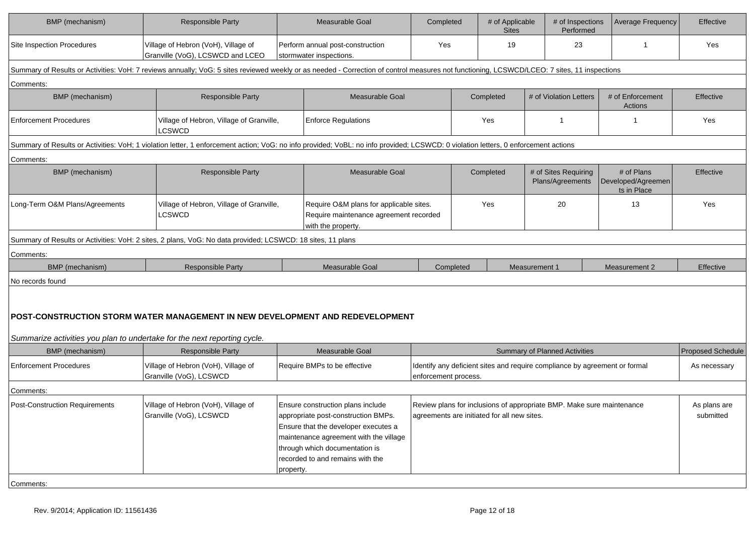| BMP (mechanism) | Responsible Party | Measurable Goal | Completed | # of Applicable Sites | # of Inspections Performed | Average Frequency | Effective |
|---|---|---|---|---|---|---|---|
| Site Inspection Procedures | Village of Hebron (VoH), Village of Granville (VoG), LCSWCD and LCEO | Perform annual post-construction stormwater inspections. | Yes | 19 | 23 | 1 | Yes |

Summary of Results or Activities: VoH: 7 reviews annually; VoG: 5 sites reviewed weekly or as needed - Correction of control measures not functioning, LCSWCD/LCEO: 7 sites, 11 inspections

Comments:

| BMP (mechanism) | Responsible Party | Measurable Goal | Completed | # of Violation Letters | # of Enforcement Actions | Effective |
|---|---|---|---|---|---|---|
| Enforcement Procedures | Village of Hebron, Village of Granville, LCSWCD | Enforce Regulations | Yes | 1 | 1 | Yes |

Summary of Results or Activities: VoH; 1 violation letter, 1 enforcement action; VoG: no info provided; VoBL: no info provided; LCSWCD: 0 violation letters, 0 enforcement actions

Comments:

| BMP (mechanism) | Responsible Party | Measurable Goal | Completed | # of Sites Requiring Plans/Agreements | # of Plans Developed/Agreements in Place | Effective |
|---|---|---|---|---|---|---|
| Long-Term O&M Plans/Agreements | Village of Hebron, Village of Granville, LCSWCD | Require O&M plans for applicable sites. Require maintenance agreement recorded with the property. | Yes | 20 | 13 | Yes |

Summary of Results or Activities: VoH: 2 sites, 2 plans, VoG: No data provided; LCSWCD: 18 sites, 11 plans

Comments:

| BMP (mechanism) | Responsible Party | Measurable Goal | Completed | Measurement 1 | Measurement 2 | Effective |
|---|---|---|---|---|---|---|

No records found

## POST-CONSTRUCTION STORM WATER MANAGEMENT IN NEW DEVELOPMENT AND REDEVELOPMENT

*Summarize activities you plan to undertake for the next reporting cycle.*

| BMP (mechanism) | Responsible Party | Measurable Goal | Summary of Planned Activities | Proposed Schedule |
|---|---|---|---|---|
| Enforcement Procedures | Village of Hebron (VoH), Village of Granville (VoG), LCSWCD | Require BMPs to be effective | Identify any deficient sites and require compliance by agreement or formal enforcement process. | As necessary |

Comments:

| BMP (mechanism) | Responsible Party | Measurable Goal | Summary of Planned Activities | Proposed Schedule |
|---|---|---|---|---|
| Post-Construction Requirements | Village of Hebron (VoH), Village of Granville (VoG), LCSWCD | Ensure construction plans include appropriate post-construction BMPs. Ensure that the developer executes a maintenance agreement with the village through which documentation is recorded to and remains with the property. | Review plans for inclusions of appropriate BMP. Make sure maintenance agreements are initiated for all new sites. | As plans are submitted |

Comments: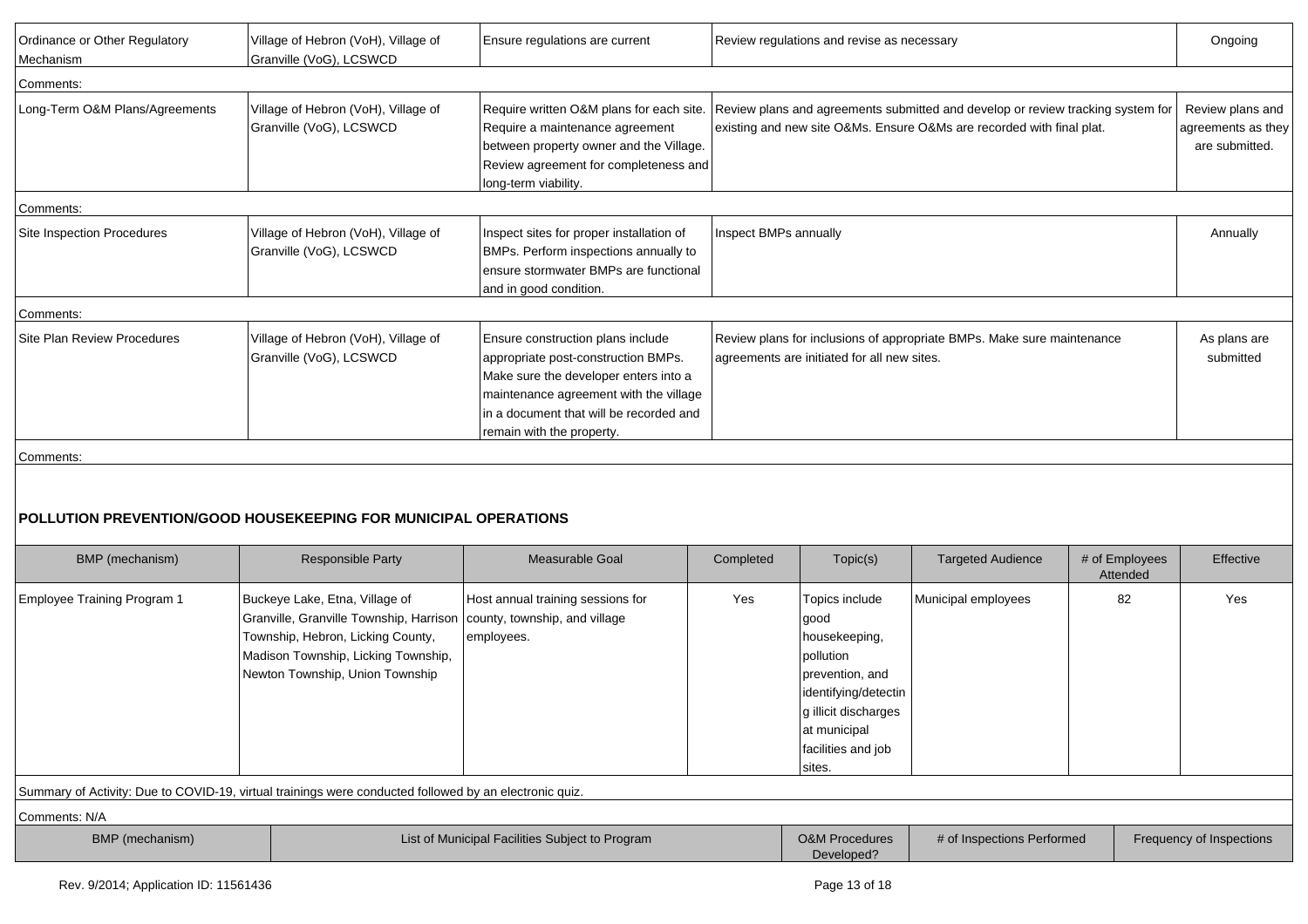| Ordinance or Other Regulatory Mechanism | Village of Hebron (VoH), Village of Granville (VoG), LCSWCD | Ensure regulations are current | Review regulations and revise as necessary | Ongoing |
|---|---|---|---|---|
| Comments: | | | | |
| Long-Term O&M Plans/Agreements | Village of Hebron (VoH), Village of Granville (VoG), LCSWCD | Require written O&M plans for each site. Require a maintenance agreement between property owner and the Village. Review agreement for completeness and long-term viability. | Review plans and agreements submitted and develop or review tracking system for existing and new site O&Ms. Ensure O&Ms are recorded with final plat. | Review plans and agreements as they are submitted. |
| Comments: | | | | |
| Site Inspection Procedures | Village of Hebron (VoH), Village of Granville (VoG), LCSWCD | Inspect sites for proper installation of BMPs. Perform inspections annually to ensure stormwater BMPs are functional and in good condition. | Inspect BMPs annually | Annually |
| Comments: | | | | |
| Site Plan Review Procedures | Village of Hebron (VoH), Village of Granville (VoG), LCSWCD | Ensure construction plans include appropriate post-construction BMPs. Make sure the developer enters into a maintenance agreement with the village in a document that will be recorded and remain with the property. | Review plans for inclusions of appropriate BMPs. Make sure maintenance agreements are initiated for all new sites. | As plans are submitted |
| Comments: | | | | |

## POLLUTION PREVENTION/GOOD HOUSEKEEPING FOR MUNICIPAL OPERATIONS

| BMP (mechanism) | Responsible Party | Measurable Goal | Completed | Topic(s) | Targeted Audience | # of Employees Attended | Effective |
|---|---|---|---|---|---|---|---|
| Employee Training Program 1 | Buckeye Lake, Etna, Village of Granville, Granville Township, Harrison Township, Hebron, Licking County, Madison Township, Licking Township, Newton Township, Union Township | Host annual training sessions for county, township, and village employees. | Yes | Topics include good housekeeping, pollution prevention, and identifying/detecting illicit discharges at municipal facilities and job sites. | Municipal employees | 82 | Yes |

Summary of Activity: Due to COVID-19, virtual trainings were conducted followed by an electronic quiz.

Comments: N/A

| BMP (mechanism) | List of Municipal Facilities Subject to Program | O&M Procedures Developed? | # of Inspections Performed | Frequency of Inspections |
|---|---|---|---|---|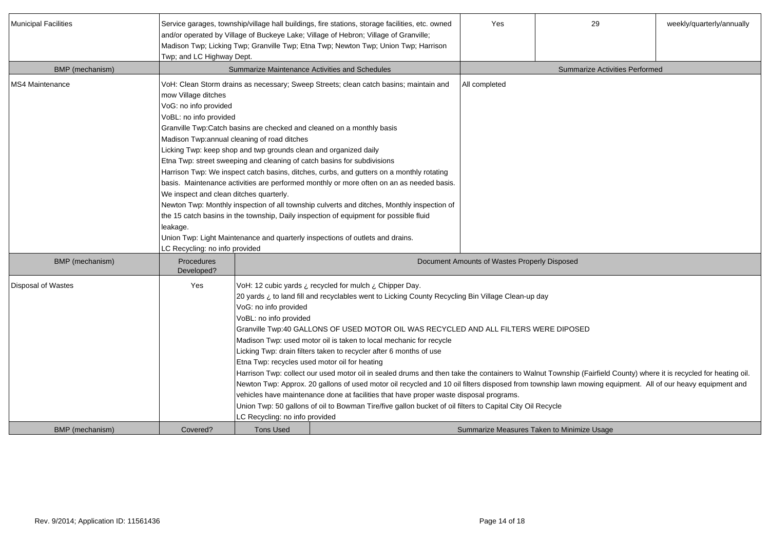| Municipal Facilities | Service garages, township/village hall buildings, fire stations, storage facilities, etc. owned and/or operated by Village of Buckeye Lake; Village of Hebron; Village of Granville; Madison Twp; Licking Twp; Granville Twp; Etna Twp; Newton Twp; Union Twp; Harrison Twp; and LC Highway Dept. | Yes | 29 | weekly/quarterly/annually |
|---|---|---|---|---|

| BMP (mechanism) | Summarize Maintenance Activities and Schedules | Summarize Activities Performed |
|---|---|---|
| MS4 Maintenance | VoH: Clean Storm drains as necessary; Sweep Streets; clean catch basins; maintain and mow Village ditches<br>VoG: no info provided<br>VoBL: no info provided<br>Granville Twp:Catch basins are checked and cleaned on a monthly basis<br>Madison Twp:annual cleaning of road ditches<br>Licking Twp: keep shop and twp grounds clean and organized daily<br>Etna Twp: street sweeping and cleaning of catch basins for subdivisions<br>Harrison Twp: We inspect catch basins, ditches, curbs, and gutters on a monthly rotating basis. Maintenance activities are performed monthly or more often on an as needed basis. We inspect and clean ditches quarterly.<br>Newton Twp: Monthly inspection of all township culverts and ditches, Monthly inspection of the 15 catch basins in the township, Daily inspection of equipment for possible fluid leakage.<br>Union Twp: Light Maintenance and quarterly inspections of outlets and drains.<br>LC Recycling: no info provided | All completed |

| BMP (mechanism) | Procedures Developed? | Document Amounts of Wastes Properly Disposed |
|---|---|---|
| Disposal of Wastes | Yes | VoH: 12 cubic yards ¿ recycled for mulch ¿ Chipper Day.<br>20 yards ¿ to land fill and recyclables went to Licking County Recycling Bin Village Clean-up day<br>VoG: no info provided<br>VoBL: no info provided<br>Granville Twp:40 GALLONS OF USED MOTOR OIL WAS RECYCLED AND ALL FILTERS WERE DIPOSED<br>Madison Twp: used motor oil is taken to local mechanic for recycle<br>Licking Twp: drain filters taken to recycler after 6 months of use<br>Etna Twp: recycles used motor oil for heating<br>Harrison Twp: collect our used motor oil in sealed drums and then take the containers to Walnut Township (Fairfield County) where it is recycled for heating oil.<br>Newton Twp: Approx. 20 gallons of used motor oil recycled and 10 oil filters disposed from township lawn mowing equipment. All of our heavy equipment and vehicles have maintenance done at facilities that have proper waste disposal programs.<br>Union Twp: 50 gallons of oil to Bowman Tire/five gallon bucket of oil filters to Capital City Oil Recycle<br>LC Recycling: no info provided |

| BMP (mechanism) | Covered? | Tons Used | Summarize Measures Taken to Minimize Usage |
|---|---|---|---|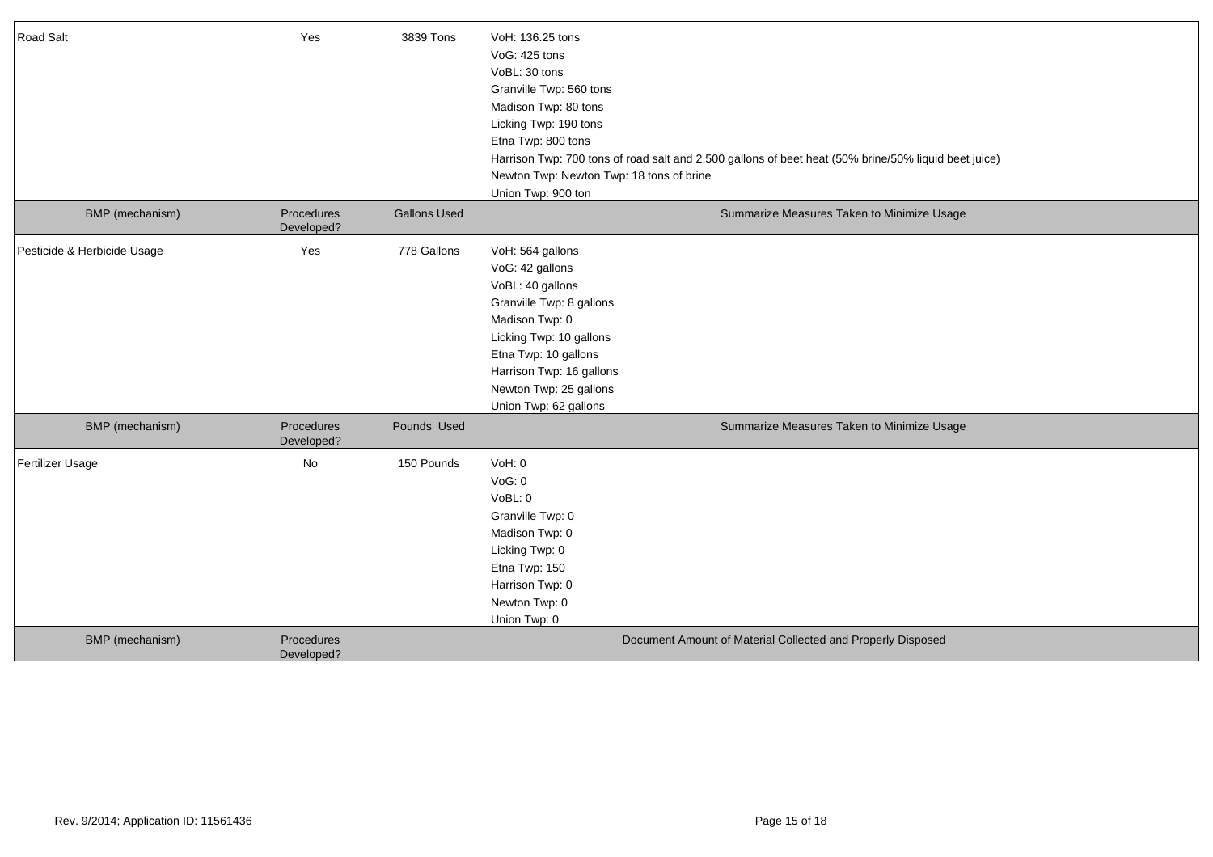| Road Salt | Yes | 3839 Tons | VoH: 136.25 tons<br>VoG: 425 tons<br>VoBL: 30 tons<br>Granville Twp: 560 tons<br>Madison Twp: 80 tons<br>Licking Twp: 190 tons<br>Etna Twp: 800 tons<br>Harrison Twp: 700 tons of road salt and 2,500 gallons of beet heat (50% brine/50% liquid beet juice)<br>Newton Twp: Newton Twp: 18 tons of brine<br>Union Twp: 900 ton |
|---|---|---|---|
| **BMP (mechanism)** | **Procedures Developed?** | **Gallons Used** | **Summarize Measures Taken to Minimize Usage** |
| Pesticide & Herbicide Usage | Yes | 778 Gallons | VoH: 564 gallons<br>VoG: 42 gallons<br>VoBL: 40 gallons<br>Granville Twp: 8 gallons<br>Madison Twp: 0<br>Licking Twp: 10 gallons<br>Etna Twp: 10 gallons<br>Harrison Twp: 16 gallons<br>Newton Twp: 25 gallons<br>Union Twp: 62 gallons |
| **BMP (mechanism)** | **Procedures Developed?** | **Pounds Used** | **Summarize Measures Taken to Minimize Usage** |
| Fertilizer Usage | No | 150 Pounds | VoH: 0<br>VoG: 0<br>VoBL: 0<br>Granville Twp: 0<br>Madison Twp: 0<br>Licking Twp: 0<br>Etna Twp: 150<br>Harrison Twp: 0<br>Newton Twp: 0<br>Union Twp: 0 |
| **BMP (mechanism)** | **Procedures Developed?** | **Document Amount of Material Collected and Properly Disposed** | |

Rev. 9/2014; Application ID: 11561436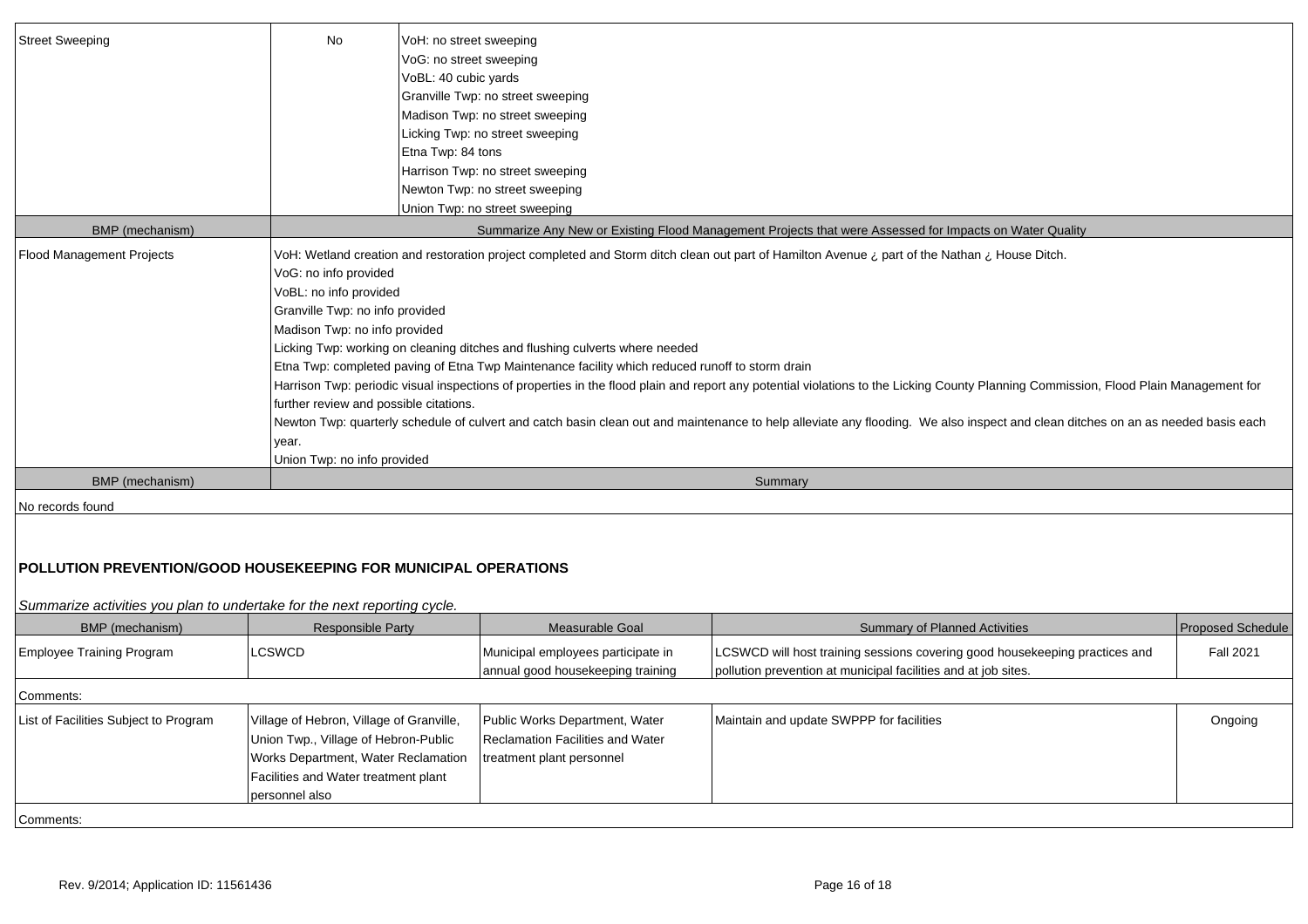| | | |
|---|---|---|
| Street Sweeping | No | VoH: no street sweeping<br>VoG: no street sweeping<br>VoBL: 40 cubic yards<br>Granville Twp: no street sweeping<br>Madison Twp: no street sweeping<br>Licking Twp: no street sweeping<br>Etna Twp: 84 tons<br>Harrison Twp: no street sweeping<br>Newton Twp: no street sweeping<br>Union Twp: no street sweeping |

| BMP (mechanism) | Summarize Any New or Existing Flood Management Projects that were Assessed for Impacts on Water Quality |
|---|---|
| Flood Management Projects | VoH: Wetland creation and restoration project completed and Storm ditch clean out part of Hamilton Avenue ¿ part of the Nathan ¿ House Ditch.<br>VoG: no info provided<br>VoBL: no info provided<br>Granville Twp: no info provided<br>Madison Twp: no info provided<br>Licking Twp: working on cleaning ditches and flushing culverts where needed<br>Etna Twp: completed paving of Etna Twp Maintenance facility which reduced runoff to storm drain<br>Harrison Twp: periodic visual inspections of properties in the flood plain and report any potential violations to the Licking County Planning Commission, Flood Plain Management for further review and possible citations.<br>Newton Twp: quarterly schedule of culvert and catch basin clean out and maintenance to help alleviate any flooding. We also inspect and clean ditches on an as needed basis each year.<br>Union Twp: no info provided |

| BMP (mechanism) | Summary |
|---|---|
| No records found | |

## POLLUTION PREVENTION/GOOD HOUSEKEEPING FOR MUNICIPAL OPERATIONS

*Summarize activities you plan to undertake for the next reporting cycle.*

| BMP (mechanism) | Responsible Party | Measurable Goal | Summary of Planned Activities | Proposed Schedule |
|---|---|---|---|---|
| Employee Training Program | LCSWCD | Municipal employees participate in annual good housekeeping training | LCSWCD will host training sessions covering good housekeeping practices and pollution prevention at municipal facilities and at job sites. | Fall 2021 |
| Comments: | | | | |
| List of Facilities Subject to Program | Village of Hebron, Village of Granville, Union Twp., Village of Hebron-Public Works Department, Water Reclamation Facilities and Water treatment plant personnel also | Public Works Department, Water Reclamation Facilities and Water treatment plant personnel | Maintain and update SWPPP for facilities | Ongoing |
| Comments: | | | | |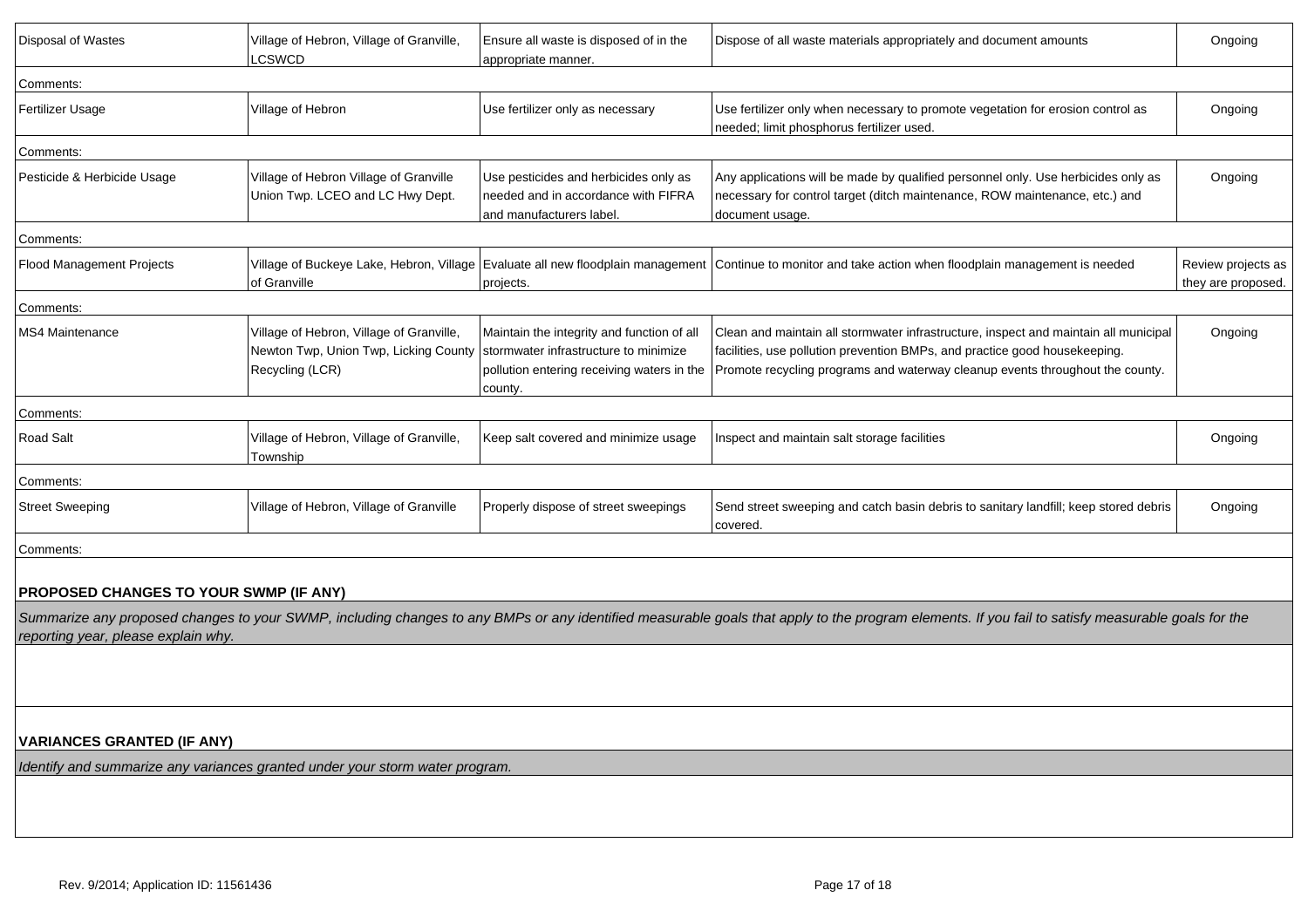| Disposal of Wastes | Village of Hebron, Village of Granville, LCSWCD | Ensure all waste is disposed of in the appropriate manner. | Dispose of all waste materials appropriately and document amounts | Ongoing |
|---|---|---|---|---|
| Comments: | | | | |
| Fertilizer Usage | Village of Hebron | Use fertilizer only as necessary | Use fertilizer only when necessary to promote vegetation for erosion control as needed; limit phosphorus fertilizer used. | Ongoing |
| Comments: | | | | |
| Pesticide & Herbicide Usage | Village of Hebron Village of Granville Union Twp. LCEO and LC Hwy Dept. | Use pesticides and herbicides only as needed and in accordance with FIFRA and manufacturers label. | Any applications will be made by qualified personnel only. Use herbicides only as necessary for control target (ditch maintenance, ROW maintenance, etc.) and document usage. | Ongoing |
| Comments: | | | | |
| Flood Management Projects | Village of Buckeye Lake, Hebron, Village of Granville | Evaluate all new floodplain management projects. | Continue to monitor and take action when floodplain management is needed | Review projects as they are proposed. |
| Comments: | | | | |
| MS4 Maintenance | Village of Hebron, Village of Granville, Newton Twp, Union Twp, Licking County Recycling (LCR) | Maintain the integrity and function of all stormwater infrastructure to minimize pollution entering receiving waters in the county. | Clean and maintain all stormwater infrastructure, inspect and maintain all municipal facilities, use pollution prevention BMPs, and practice good housekeeping. Promote recycling programs and waterway cleanup events throughout the county. | Ongoing |
| Comments: | | | | |
| Road Salt | Village of Hebron, Village of Granville, Township | Keep salt covered and minimize usage | Inspect and maintain salt storage facilities | Ongoing |
| Comments: | | | | |
| Street Sweeping | Village of Hebron, Village of Granville | Properly dispose of street sweepings | Send street sweeping and catch basin debris to sanitary landfill; keep stored debris covered. | Ongoing |
| Comments: | | | | |

**PROPOSED CHANGES TO YOUR SWMP (IF ANY)**

*Summarize any proposed changes to your SWMP, including changes to any BMPs or any identified measurable goals that apply to the program elements. If you fail to satisfy measurable goals for the reporting year, please explain why.*

**VARIANCES GRANTED (IF ANY)**

*Identify and summarize any variances granted under your storm water program.*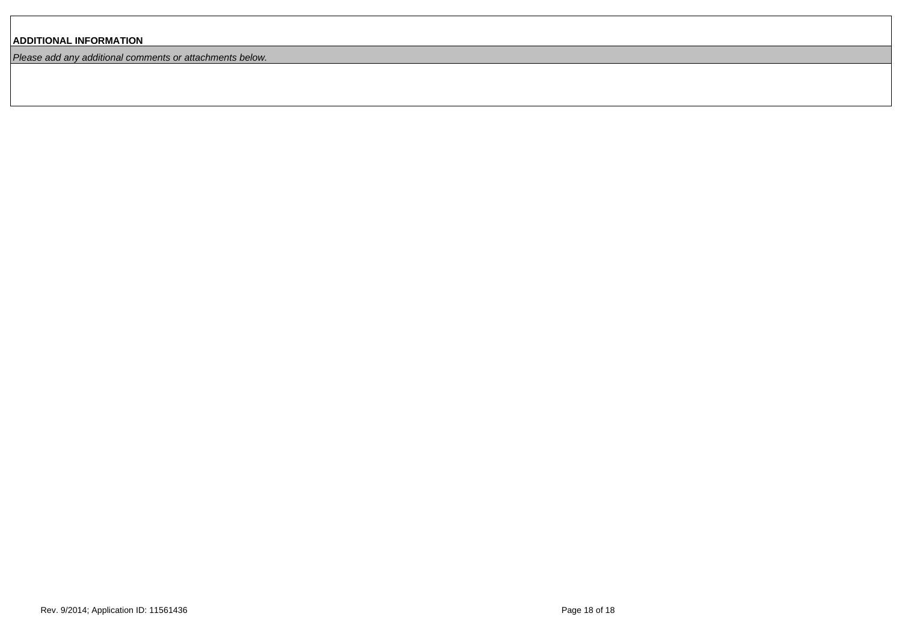**ADDITIONAL INFORMATION**

*Please add any additional comments or attachments below.*